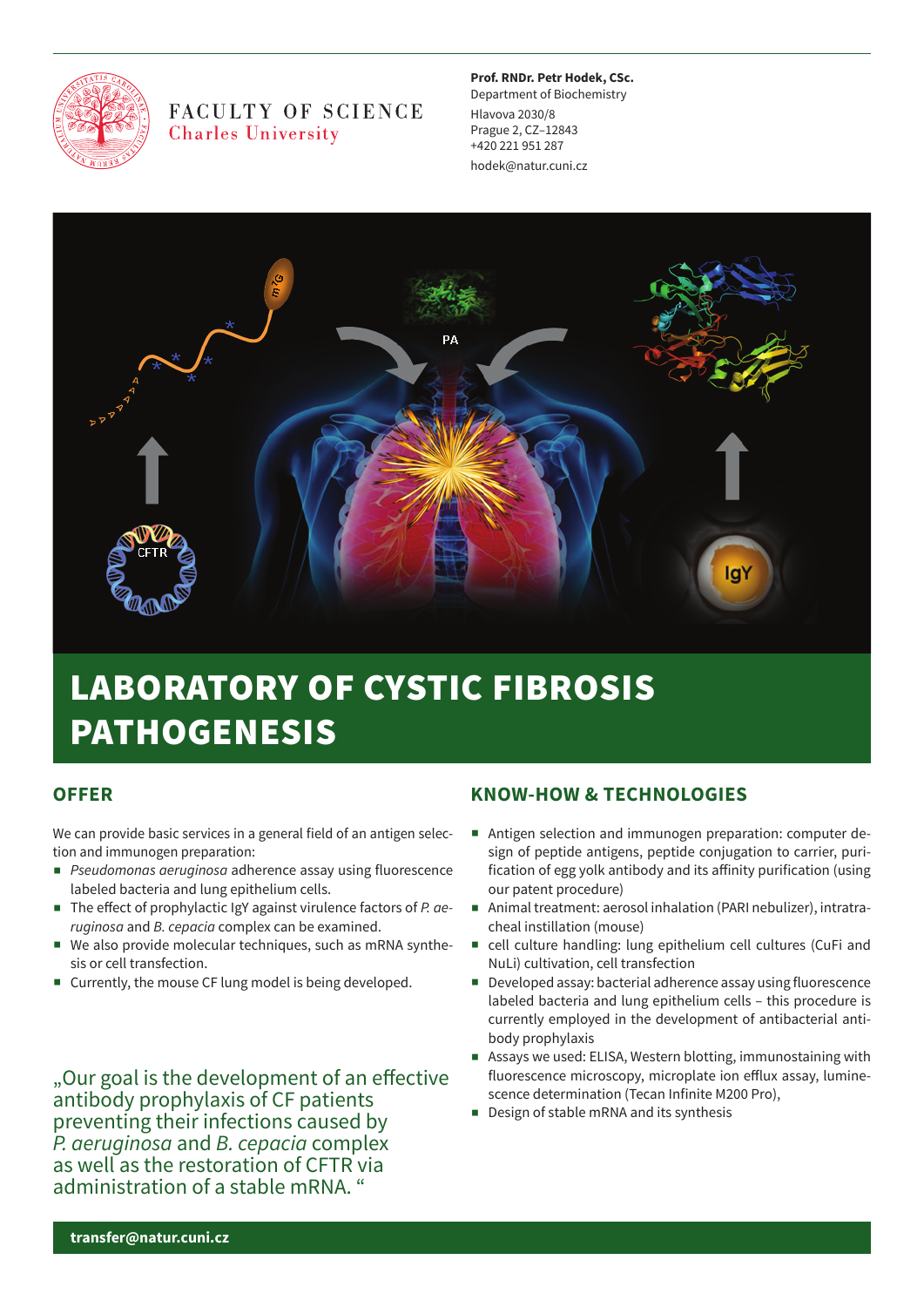FACULTY OF SCIENCE
Charles University

**Prof. RNDr. Petr Hodek, CSc.**
Department of Biochemistry
Hlavova 2030/8
Prague 2, CZ–12843
+420 221 951 287
hodek@natur.cuni.cz

# LABORATORY OF CYSTIC FIBROSIS PATHOGENESIS

## OFFER

We can provide basic services in a general field of an antigen selection and immunogen preparation:

- *Pseudomonas aeruginosa* adherence assay using fluorescence labeled bacteria and lung epithelium cells.
- The effect of prophylactic IgY against virulence factors of *P. aeruginosa* and *B. cepacia* complex can be examined.
- We also provide molecular techniques, such as mRNA synthesis or cell transfection.
- Currently, the mouse CF lung model is being developed.

„Our goal is the development of an effective antibody prophylaxis of CF patients preventing their infections caused by *P. aeruginosa* and *B. cepacia* complex as well as the restoration of CFTR via administration of a stable mRNA. "

## KNOW-HOW & TECHNOLOGIES

- Antigen selection and immunogen preparation: computer design of peptide antigens, peptide conjugation to carrier, purification of egg yolk antibody and its affinity purification (using our patent procedure)
- Animal treatment: aerosol inhalation (PARI nebulizer), intratracheal instillation (mouse)
- cell culture handling: lung epithelium cell cultures (CuFi and NuLi) cultivation, cell transfection
- Developed assay: bacterial adherence assay using fluorescence labeled bacteria and lung epithelium cells – this procedure is currently employed in the development of antibacterial antibody prophylaxis
- Assays we used: ELISA, Western blotting, immunostaining with fluorescence microscopy, microplate ion efflux assay, luminescence determination (Tecan Infinite M200 Pro),
- Design of stable mRNA and its synthesis

**transfer@natur.cuni.cz**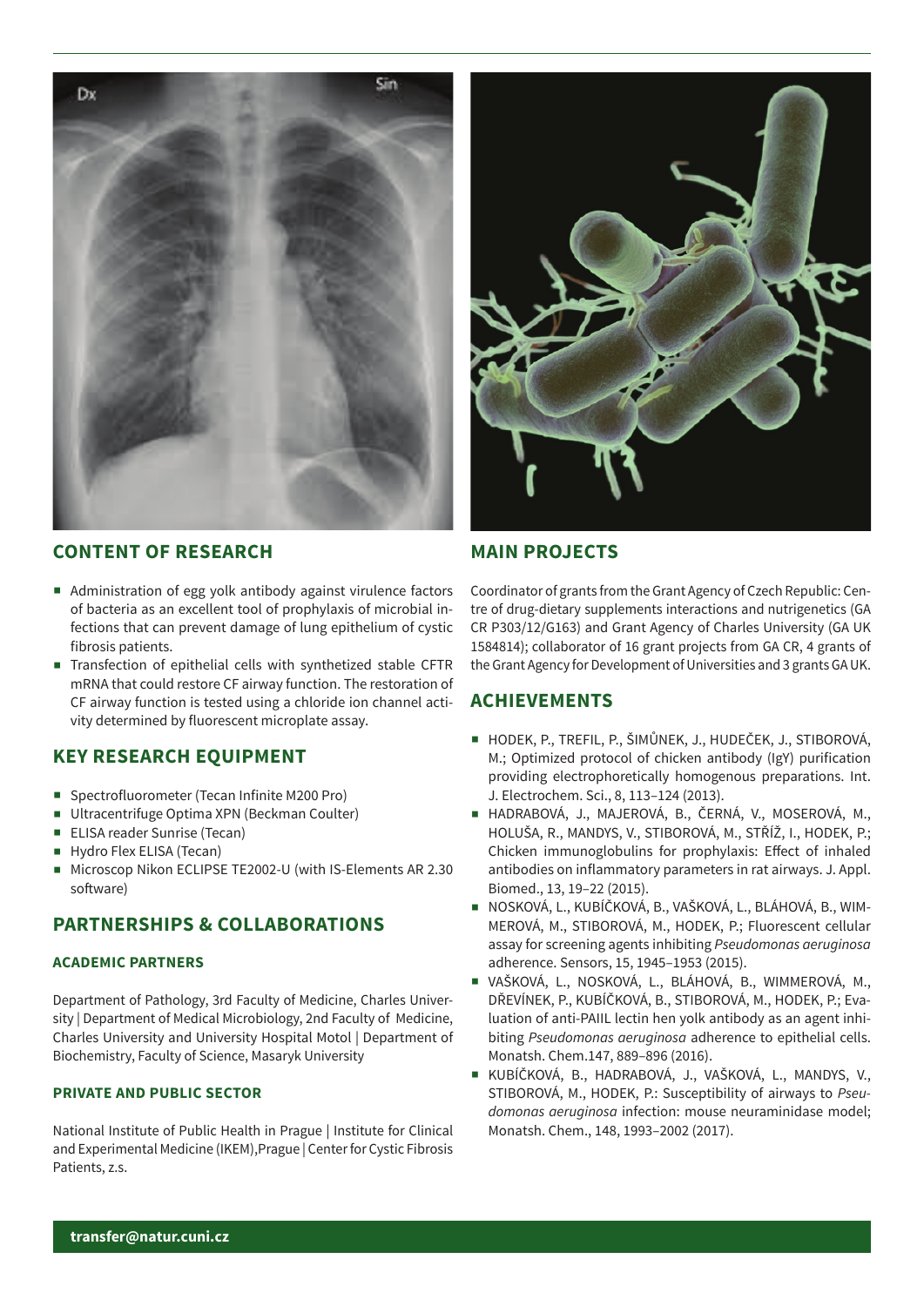## CONTENT OF RESEARCH

- Administration of egg yolk antibody against virulence factors of bacteria as an excellent tool of prophylaxis of microbial infections that can prevent damage of lung epithelium of cystic fibrosis patients.
- Transfection of epithelial cells with synthetized stable CFTR mRNA that could restore CF airway function. The restoration of CF airway function is tested using a chloride ion channel activity determined by fluorescent microplate assay.

## KEY RESEARCH EQUIPMENT

- Spectrofluorometer (Tecan Infinite M200 Pro)
- Ultracentrifuge Optima XPN (Beckman Coulter)
- ELISA reader Sunrise (Tecan)
- Hydro Flex ELISA (Tecan)
- Microscop Nikon ECLIPSE TE2002-U (with IS-Elements AR 2.30 software)

## PARTNERSHIPS & COLLABORATIONS

### ACADEMIC PARTNERS

Department of Pathology, 3rd Faculty of Medicine, Charles University | Department of Medical Microbiology, 2nd Faculty of Medicine, Charles University and University Hospital Motol | Department of Biochemistry, Faculty of Science, Masaryk University

### PRIVATE AND PUBLIC SECTOR

National Institute of Public Health in Prague | Institute for Clinical and Experimental Medicine (IKEM),Prague | Center for Cystic Fibrosis Patients, z.s.

## MAIN PROJECTS

Coordinator of grants from the Grant Agency of Czech Republic: Centre of drug-dietary supplements interactions and nutrigenetics (GA CR P303/12/G163) and Grant Agency of Charles University (GA UK 1584814); collaborator of 16 grant projects from GA CR, 4 grants of the Grant Agency for Development of Universities and 3 grants GA UK.

## ACHIEVEMENTS

- HODEK, P., TREFIL, P., ŠIMŮNEK, J., HUDEČEK, J., STIBOROVÁ, M.; Optimized protocol of chicken antibody (IgY) purification providing electrophoretically homogenous preparations. Int. J. Electrochem. Sci., 8, 113–124 (2013).
- HADRABOVÁ, J., MAJEROVÁ, B., ČERNÁ, V., MOSEROVÁ, M., HOLUŠA, R., MANDYS, V., STIBOROVÁ, M., STŘÍŽ, I., HODEK, P.; Chicken immunoglobulins for prophylaxis: Effect of inhaled antibodies on inflammatory parameters in rat airways. J. Appl. Biomed., 13, 19–22 (2015).
- NOSKOVÁ, L., KUBÍČKOVÁ, B., VAŠKOVÁ, L., BLÁHOVÁ, B., WIMMEROVÁ, M., STIBOROVÁ, M., HODEK, P.; Fluorescent cellular assay for screening agents inhibiting *Pseudomonas aeruginosa* adherence. Sensors, 15, 1945–1953 (2015).
- VAŠKOVÁ, L., NOSKOVÁ, L., BLÁHOVÁ, B., WIMMEROVÁ, M., DŘEVÍNEK, P., KUBÍČKOVÁ, B., STIBOROVÁ, M., HODEK, P.; Evaluation of anti-PAIIL lectin hen yolk antibody as an agent inhibiting *Pseudomonas aeruginosa* adherence to epithelial cells. Monatsh. Chem.147, 889–896 (2016).
- KUBÍČKOVÁ, B., HADRABOVÁ, J., VAŠKOVÁ, L., MANDYS, V., STIBOROVÁ, M., HODEK, P.: Susceptibility of airways to *Pseudomonas aeruginosa* infection: mouse neuraminidase model; Monatsh. Chem., 148, 1993–2002 (2017).

transfer@natur.cuni.cz